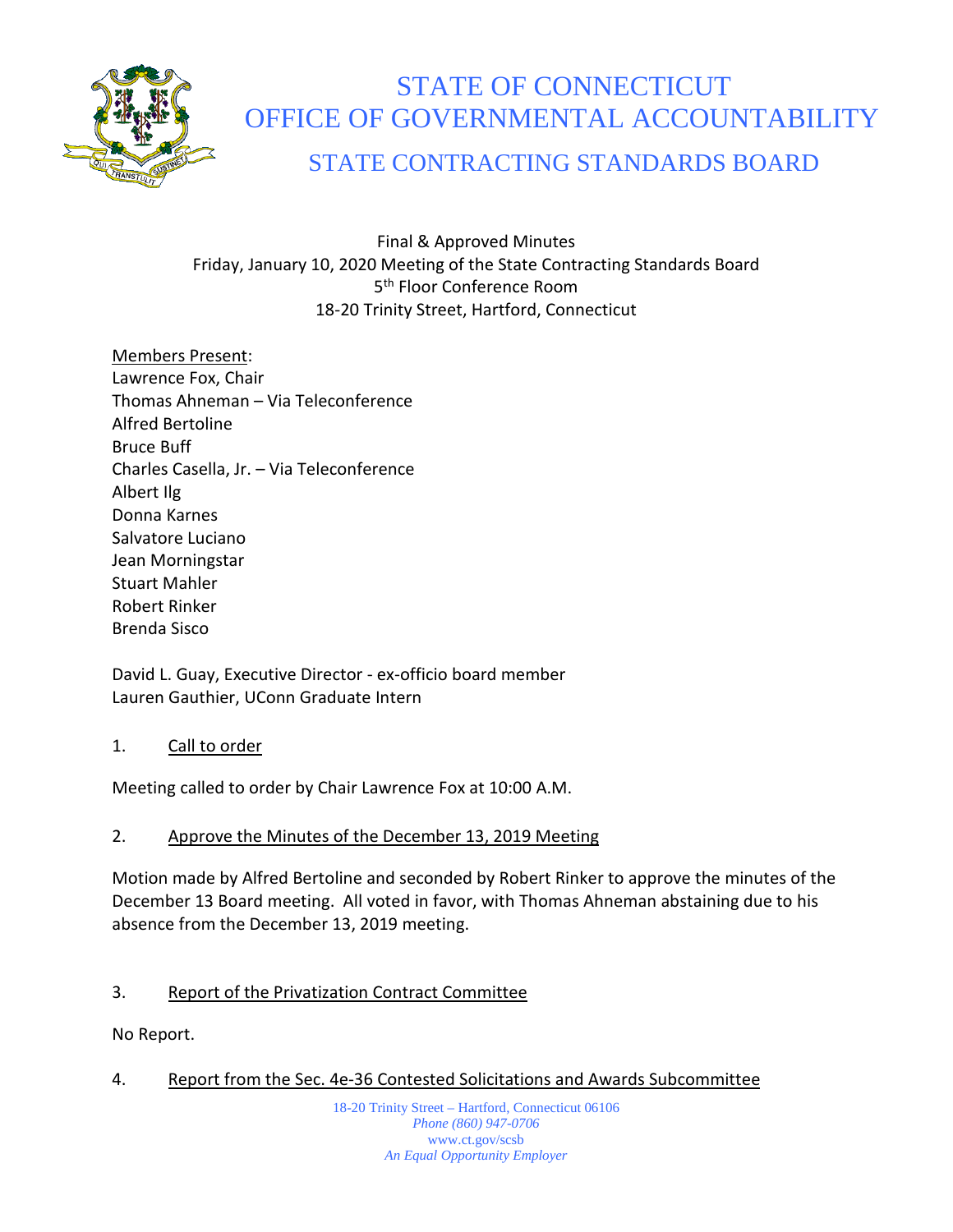# STATE OF CONNECTICUT
# OFFICE OF GOVERNMENTAL ACCOUNTABILITY
## STATE CONTRACTING STANDARDS BOARD

Final & Approved Minutes
Friday, January 10, 2020 Meeting of the State Contracting Standards Board
5th Floor Conference Room
18-20 Trinity Street, Hartford, Connecticut

Members Present:
Lawrence Fox, Chair
Thomas Ahneman – Via Teleconference
Alfred Bertoline
Bruce Buff
Charles Casella, Jr. – Via Teleconference
Albert Ilg
Donna Karnes
Salvatore Luciano
Jean Morningstar
Stuart Mahler
Robert Rinker
Brenda Sisco

David L. Guay, Executive Director - ex-officio board member
Lauren Gauthier, UConn Graduate Intern

1. Call to order

Meeting called to order by Chair Lawrence Fox at 10:00 A.M.

2. Approve the Minutes of the December 13, 2019 Meeting

Motion made by Alfred Bertoline and seconded by Robert Rinker to approve the minutes of the December 13 Board meeting. All voted in favor, with Thomas Ahneman abstaining due to his absence from the December 13, 2019 meeting.

3. Report of the Privatization Contract Committee

No Report.

4. Report from the Sec. 4e-36 Contested Solicitations and Awards Subcommittee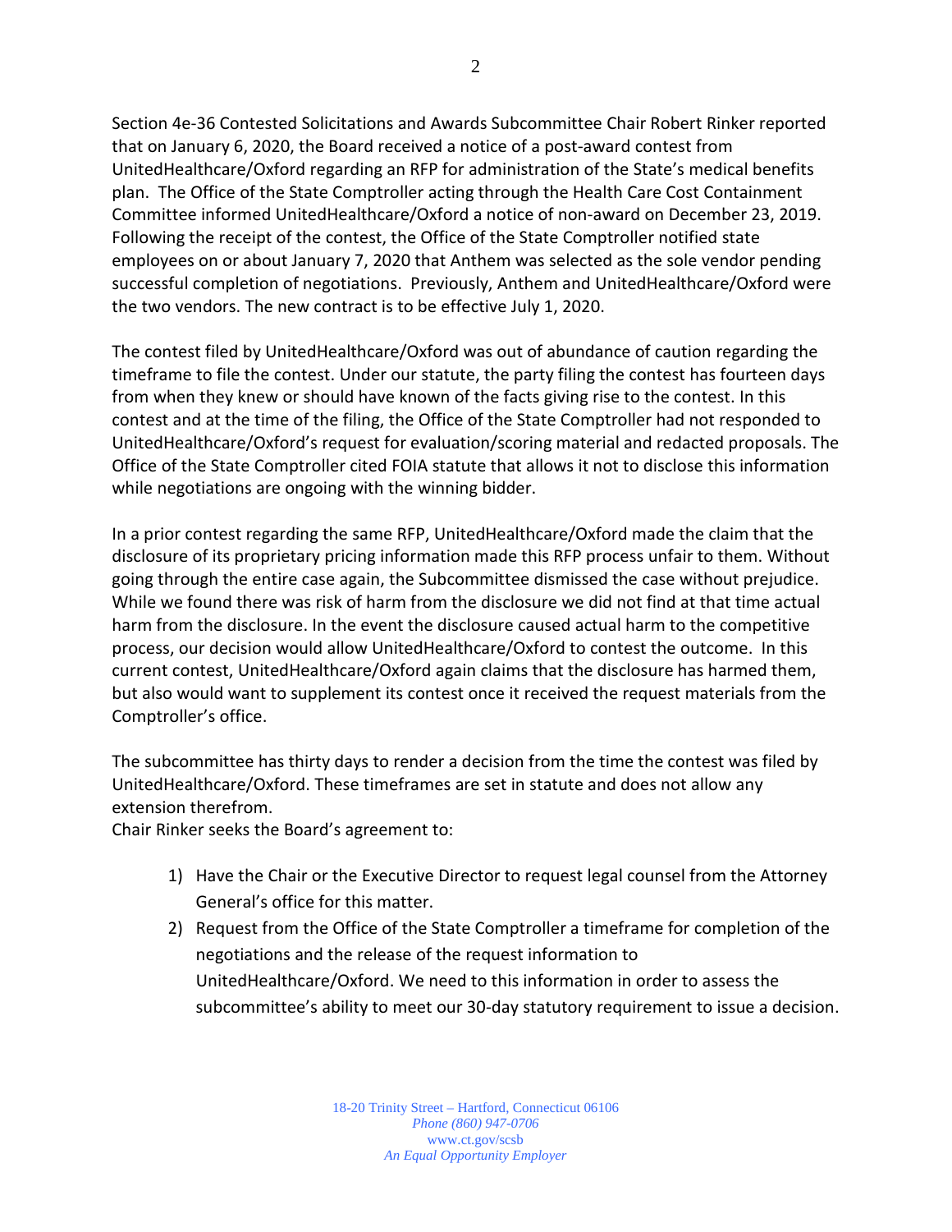Section 4e-36 Contested Solicitations and Awards Subcommittee Chair Robert Rinker reported that on January 6, 2020, the Board received a notice of a post-award contest from UnitedHealthcare/Oxford regarding an RFP for administration of the State's medical benefits plan. The Office of the State Comptroller acting through the Health Care Cost Containment Committee informed UnitedHealthcare/Oxford a notice of non-award on December 23, 2019. Following the receipt of the contest, the Office of the State Comptroller notified state employees on or about January 7, 2020 that Anthem was selected as the sole vendor pending successful completion of negotiations. Previously, Anthem and UnitedHealthcare/Oxford were the two vendors. The new contract is to be effective July 1, 2020.

The contest filed by UnitedHealthcare/Oxford was out of abundance of caution regarding the timeframe to file the contest. Under our statute, the party filing the contest has fourteen days from when they knew or should have known of the facts giving rise to the contest. In this contest and at the time of the filing, the Office of the State Comptroller had not responded to UnitedHealthcare/Oxford's request for evaluation/scoring material and redacted proposals. The Office of the State Comptroller cited FOIA statute that allows it not to disclose this information while negotiations are ongoing with the winning bidder.

In a prior contest regarding the same RFP, UnitedHealthcare/Oxford made the claim that the disclosure of its proprietary pricing information made this RFP process unfair to them. Without going through the entire case again, the Subcommittee dismissed the case without prejudice. While we found there was risk of harm from the disclosure we did not find at that time actual harm from the disclosure. In the event the disclosure caused actual harm to the competitive process, our decision would allow UnitedHealthcare/Oxford to contest the outcome. In this current contest, UnitedHealthcare/Oxford again claims that the disclosure has harmed them, but also would want to supplement its contest once it received the request materials from the Comptroller's office.

The subcommittee has thirty days to render a decision from the time the contest was filed by UnitedHealthcare/Oxford. These timeframes are set in statute and does not allow any extension therefrom.

Chair Rinker seeks the Board's agreement to:

1) Have the Chair or the Executive Director to request legal counsel from the Attorney General's office for this matter.
2) Request from the Office of the State Comptroller a timeframe for completion of the negotiations and the release of the request information to UnitedHealthcare/Oxford. We need to this information in order to assess the subcommittee's ability to meet our 30-day statutory requirement to issue a decision.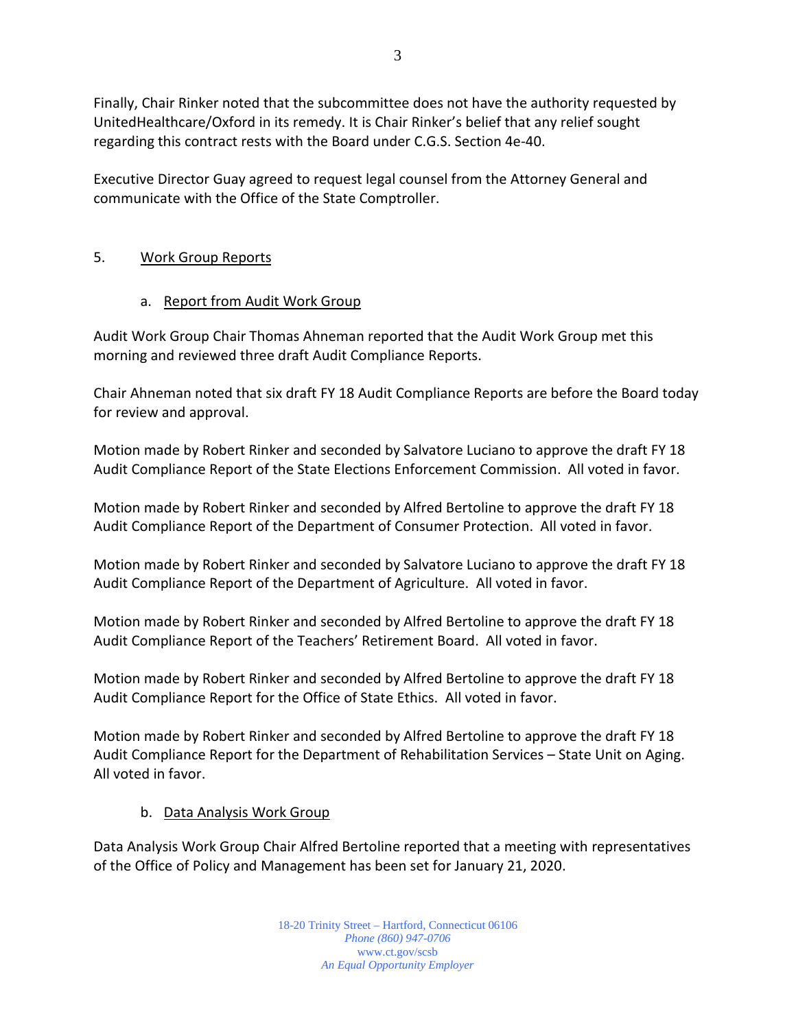Finally, Chair Rinker noted that the subcommittee does not have the authority requested by UnitedHealthcare/Oxford in its remedy. It is Chair Rinker's belief that any relief sought regarding this contract rests with the Board under C.G.S. Section 4e-40.

Executive Director Guay agreed to request legal counsel from the Attorney General and communicate with the Office of the State Comptroller.

5. <u>Work Group Reports</u>

a. <u>Report from Audit Work Group</u>

Audit Work Group Chair Thomas Ahneman reported that the Audit Work Group met this morning and reviewed three draft Audit Compliance Reports.

Chair Ahneman noted that six draft FY 18 Audit Compliance Reports are before the Board today for review and approval.

Motion made by Robert Rinker and seconded by Salvatore Luciano to approve the draft FY 18 Audit Compliance Report of the State Elections Enforcement Commission. All voted in favor.

Motion made by Robert Rinker and seconded by Alfred Bertoline to approve the draft FY 18 Audit Compliance Report of the Department of Consumer Protection. All voted in favor.

Motion made by Robert Rinker and seconded by Salvatore Luciano to approve the draft FY 18 Audit Compliance Report of the Department of Agriculture. All voted in favor.

Motion made by Robert Rinker and seconded by Alfred Bertoline to approve the draft FY 18 Audit Compliance Report of the Teachers' Retirement Board. All voted in favor.

Motion made by Robert Rinker and seconded by Alfred Bertoline to approve the draft FY 18 Audit Compliance Report for the Office of State Ethics. All voted in favor.

Motion made by Robert Rinker and seconded by Alfred Bertoline to approve the draft FY 18 Audit Compliance Report for the Department of Rehabilitation Services – State Unit on Aging. All voted in favor.

b. <u>Data Analysis Work Group</u>

Data Analysis Work Group Chair Alfred Bertoline reported that a meeting with representatives of the Office of Policy and Management has been set for January 21, 2020.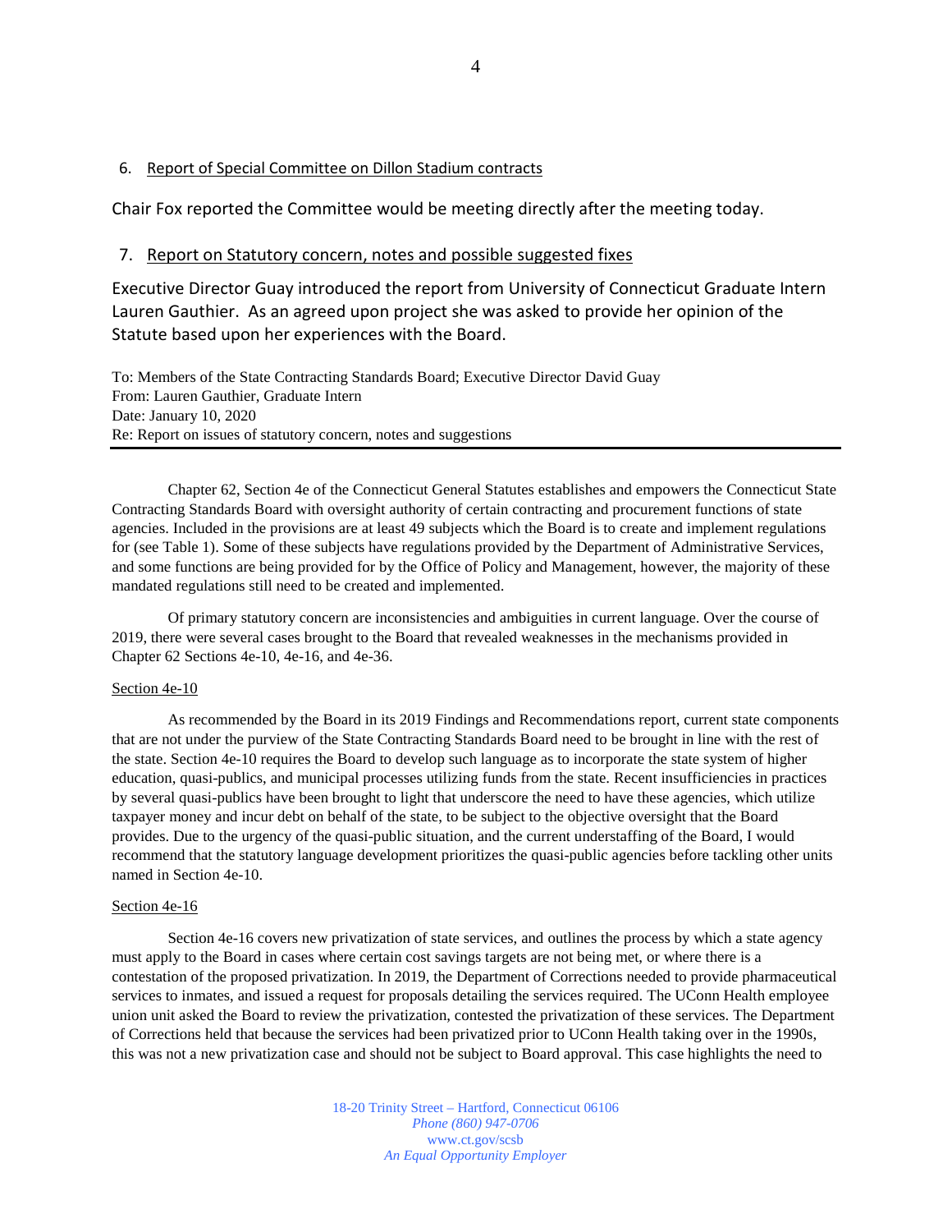6. Report of Special Committee on Dillon Stadium contracts

Chair Fox reported the Committee would be meeting directly after the meeting today.

7. Report on Statutory concern, notes and possible suggested fixes

Executive Director Guay introduced the report from University of Connecticut Graduate Intern Lauren Gauthier. As an agreed upon project she was asked to provide her opinion of the Statute based upon her experiences with the Board.

To: Members of the State Contracting Standards Board; Executive Director David Guay
From: Lauren Gauthier, Graduate Intern
Date: January 10, 2020
Re: Report on issues of statutory concern, notes and suggestions

---

Chapter 62, Section 4e of the Connecticut General Statutes establishes and empowers the Connecticut State Contracting Standards Board with oversight authority of certain contracting and procurement functions of state agencies. Included in the provisions are at least 49 subjects which the Board is to create and implement regulations for (see Table 1). Some of these subjects have regulations provided by the Department of Administrative Services, and some functions are being provided for by the Office of Policy and Management, however, the majority of these mandated regulations still need to be created and implemented.

Of primary statutory concern are inconsistencies and ambiguities in current language. Over the course of 2019, there were several cases brought to the Board that revealed weaknesses in the mechanisms provided in Chapter 62 Sections 4e-10, 4e-16, and 4e-36.

Section 4e-10

As recommended by the Board in its 2019 Findings and Recommendations report, current state components that are not under the purview of the State Contracting Standards Board need to be brought in line with the rest of the state. Section 4e-10 requires the Board to develop such language as to incorporate the state system of higher education, quasi-publics, and municipal processes utilizing funds from the state. Recent insufficiencies in practices by several quasi-publics have been brought to light that underscore the need to have these agencies, which utilize taxpayer money and incur debt on behalf of the state, to be subject to the objective oversight that the Board provides. Due to the urgency of the quasi-public situation, and the current understaffing of the Board, I would recommend that the statutory language development prioritizes the quasi-public agencies before tackling other units named in Section 4e-10.

Section 4e-16

Section 4e-16 covers new privatization of state services, and outlines the process by which a state agency must apply to the Board in cases where certain cost savings targets are not being met, or where there is a contestation of the proposed privatization. In 2019, the Department of Corrections needed to provide pharmaceutical services to inmates, and issued a request for proposals detailing the services required. The UConn Health employee union unit asked the Board to review the privatization, contested the privatization of these services. The Department of Corrections held that because the services had been privatized prior to UConn Health taking over in the 1990s, this was not a new privatization case and should not be subject to Board approval. This case highlights the need to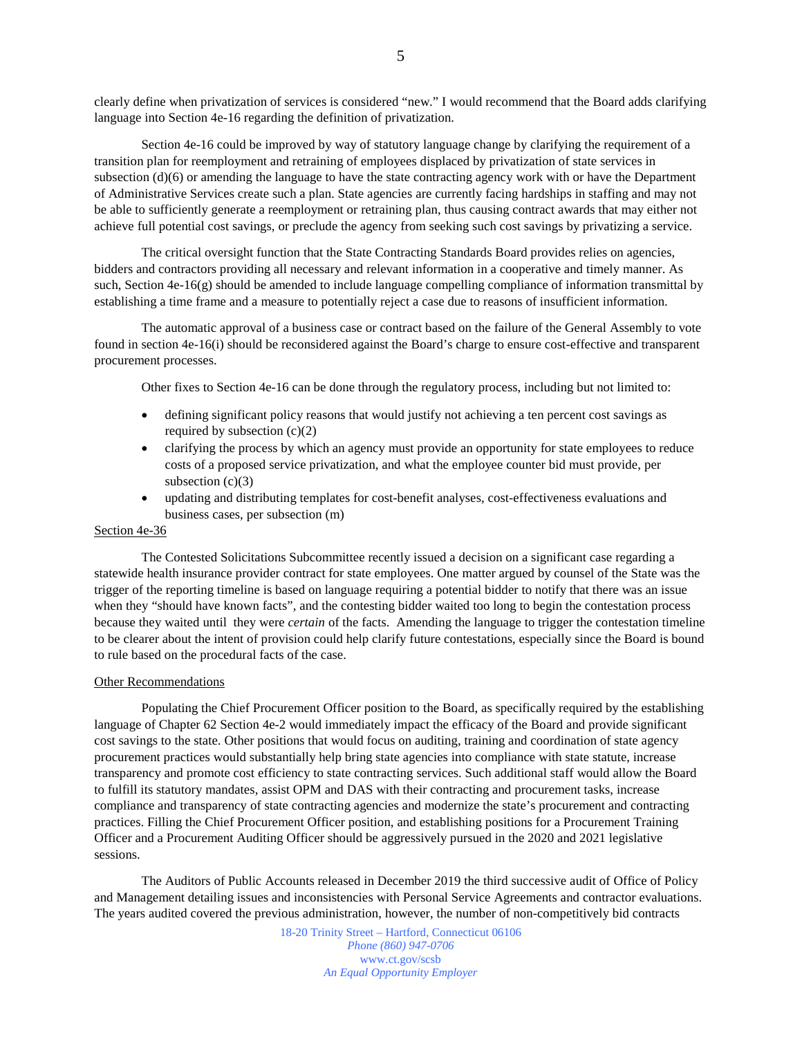clearly define when privatization of services is considered "new." I would recommend that the Board adds clarifying language into Section 4e-16 regarding the definition of privatization.

Section 4e-16 could be improved by way of statutory language change by clarifying the requirement of a transition plan for reemployment and retraining of employees displaced by privatization of state services in subsection (d)(6) or amending the language to have the state contracting agency work with or have the Department of Administrative Services create such a plan. State agencies are currently facing hardships in staffing and may not be able to sufficiently generate a reemployment or retraining plan, thus causing contract awards that may either not achieve full potential cost savings, or preclude the agency from seeking such cost savings by privatizing a service.

The critical oversight function that the State Contracting Standards Board provides relies on agencies, bidders and contractors providing all necessary and relevant information in a cooperative and timely manner. As such, Section 4e-16(g) should be amended to include language compelling compliance of information transmittal by establishing a time frame and a measure to potentially reject a case due to reasons of insufficient information.

The automatic approval of a business case or contract based on the failure of the General Assembly to vote found in section 4e-16(i) should be reconsidered against the Board's charge to ensure cost-effective and transparent procurement processes.

Other fixes to Section 4e-16 can be done through the regulatory process, including but not limited to:

- defining significant policy reasons that would justify not achieving a ten percent cost savings as required by subsection (c)(2)
- clarifying the process by which an agency must provide an opportunity for state employees to reduce costs of a proposed service privatization, and what the employee counter bid must provide, per subsection (c)(3)
- updating and distributing templates for cost-benefit analyses, cost-effectiveness evaluations and business cases, per subsection (m)

<u>Section 4e-36</u>

The Contested Solicitations Subcommittee recently issued a decision on a significant case regarding a statewide health insurance provider contract for state employees. One matter argued by counsel of the State was the trigger of the reporting timeline is based on language requiring a potential bidder to notify that there was an issue when they "should have known facts", and the contesting bidder waited too long to begin the contestation process because they waited until they were *certain* of the facts. Amending the language to trigger the contestation timeline to be clearer about the intent of provision could help clarify future contestations, especially since the Board is bound to rule based on the procedural facts of the case.

<u>Other Recommendations</u>

Populating the Chief Procurement Officer position to the Board, as specifically required by the establishing language of Chapter 62 Section 4e-2 would immediately impact the efficacy of the Board and provide significant cost savings to the state. Other positions that would focus on auditing, training and coordination of state agency procurement practices would substantially help bring state agencies into compliance with state statute, increase transparency and promote cost efficiency to state contracting services. Such additional staff would allow the Board to fulfill its statutory mandates, assist OPM and DAS with their contracting and procurement tasks, increase compliance and transparency of state contracting agencies and modernize the state's procurement and contracting practices. Filling the Chief Procurement Officer position, and establishing positions for a Procurement Training Officer and a Procurement Auditing Officer should be aggressively pursued in the 2020 and 2021 legislative sessions.

The Auditors of Public Accounts released in December 2019 the third successive audit of Office of Policy and Management detailing issues and inconsistencies with Personal Service Agreements and contractor evaluations. The years audited covered the previous administration, however, the number of non-competitively bid contracts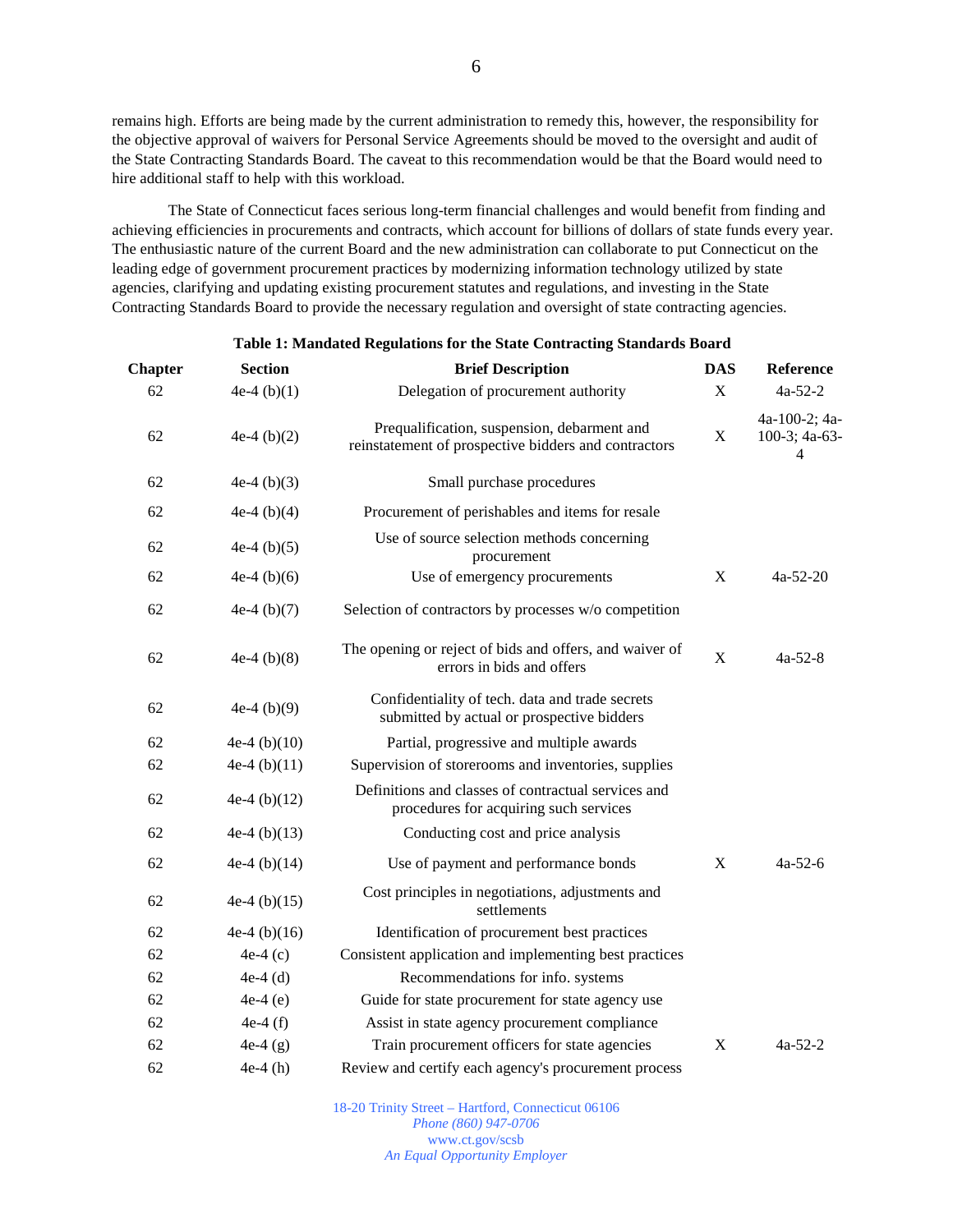remains high. Efforts are being made by the current administration to remedy this, however, the responsibility for the objective approval of waivers for Personal Service Agreements should be moved to the oversight and audit of the State Contracting Standards Board. The caveat to this recommendation would be that the Board would need to hire additional staff to help with this workload.

The State of Connecticut faces serious long-term financial challenges and would benefit from finding and achieving efficiencies in procurements and contracts, which account for billions of dollars of state funds every year. The enthusiastic nature of the current Board and the new administration can collaborate to put Connecticut on the leading edge of government procurement practices by modernizing information technology utilized by state agencies, clarifying and updating existing procurement statutes and regulations, and investing in the State Contracting Standards Board to provide the necessary regulation and oversight of state contracting agencies.

**Table 1: Mandated Regulations for the State Contracting Standards Board**

| Chapter | Section | Brief Description | DAS | Reference |
|---|---|---|---|---|
| 62 | 4e-4 (b)(1) | Delegation of procurement authority | X | 4a-52-2 |
| 62 | 4e-4 (b)(2) | Prequalification, suspension, debarment and reinstatement of prospective bidders and contractors | X | 4a-100-2; 4a-100-3; 4a-63-4 |
| 62 | 4e-4 (b)(3) | Small purchase procedures | | |
| 62 | 4e-4 (b)(4) | Procurement of perishables and items for resale | | |
| 62 | 4e-4 (b)(5) | Use of source selection methods concerning procurement | | |
| 62 | 4e-4 (b)(6) | Use of emergency procurements | X | 4a-52-20 |
| 62 | 4e-4 (b)(7) | Selection of contractors by processes w/o competition | | |
| 62 | 4e-4 (b)(8) | The opening or reject of bids and offers, and waiver of errors in bids and offers | X | 4a-52-8 |
| 62 | 4e-4 (b)(9) | Confidentiality of tech. data and trade secrets submitted by actual or prospective bidders | | |
| 62 | 4e-4 (b)(10) | Partial, progressive and multiple awards | | |
| 62 | 4e-4 (b)(11) | Supervision of storerooms and inventories, supplies | | |
| 62 | 4e-4 (b)(12) | Definitions and classes of contractual services and procedures for acquiring such services | | |
| 62 | 4e-4 (b)(13) | Conducting cost and price analysis | | |
| 62 | 4e-4 (b)(14) | Use of payment and performance bonds | X | 4a-52-6 |
| 62 | 4e-4 (b)(15) | Cost principles in negotiations, adjustments and settlements | | |
| 62 | 4e-4 (b)(16) | Identification of procurement best practices | | |
| 62 | 4e-4 (c) | Consistent application and implementing best practices | | |
| 62 | 4e-4 (d) | Recommendations for info. systems | | |
| 62 | 4e-4 (e) | Guide for state procurement for state agency use | | |
| 62 | 4e-4 (f) | Assist in state agency procurement compliance | | |
| 62 | 4e-4 (g) | Train procurement officers for state agencies | X | 4a-52-2 |
| 62 | 4e-4 (h) | Review and certify each agency's procurement process | | |

18-20 Trinity Street – Hartford, Connecticut 06106
*Phone (860) 947-0706*
www.ct.gov/scsb
*An Equal Opportunity Employer*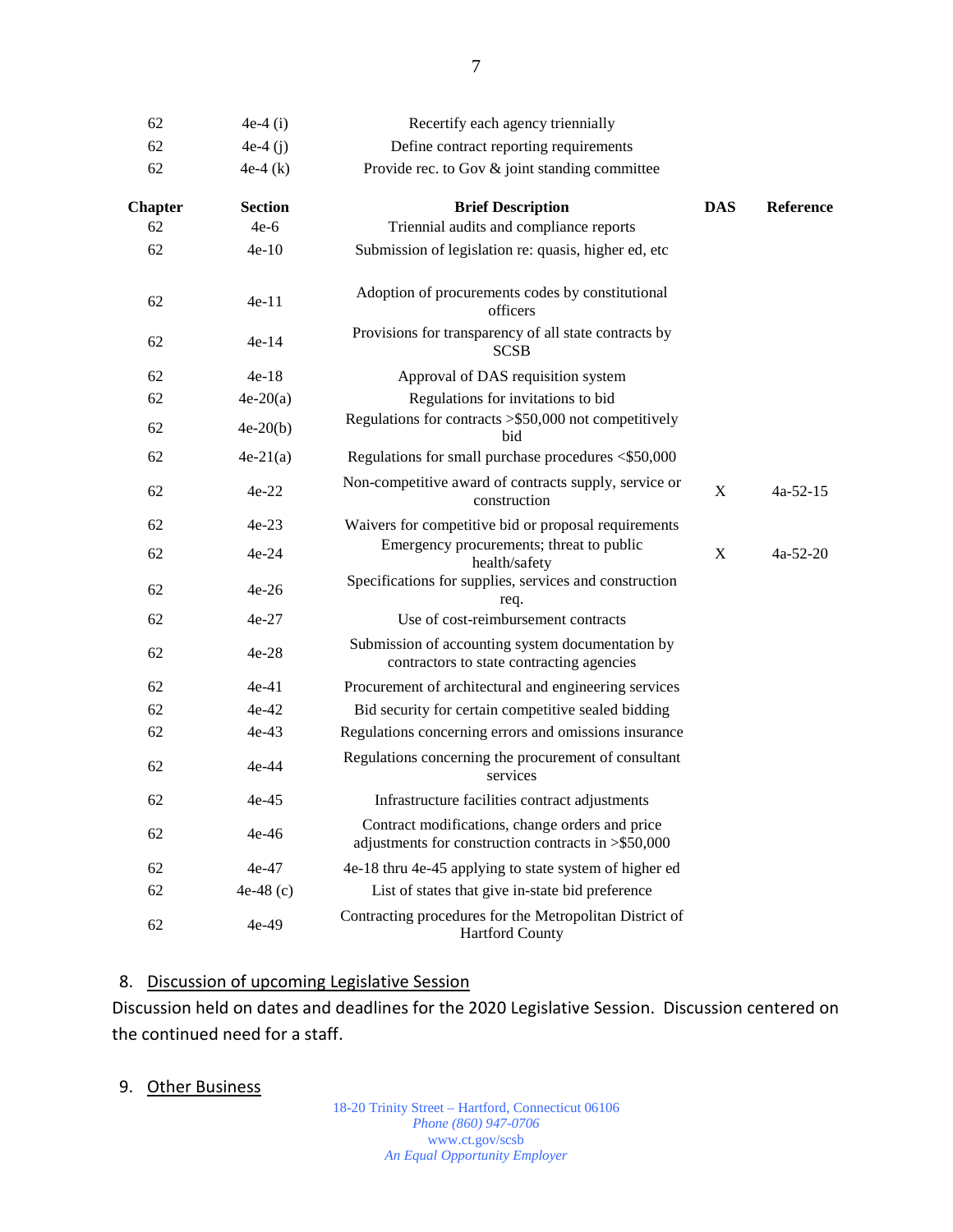| Chapter | Section | Brief Description | DAS | Reference |
|---|---|---|---|---|
| 62 | 4e-4 (i) | Recertify each agency triennially | | |
| 62 | 4e-4 (j) | Define contract reporting requirements | | |
| 62 | 4e-4 (k) | Provide rec. to Gov & joint standing committee | | |
| 62 | 4e-6 | Triennial audits and compliance reports | | |
| 62 | 4e-10 | Submission of legislation re: quasis, higher ed, etc | | |
| 62 | 4e-11 | Adoption of procurements codes by constitutional officers | | |
| 62 | 4e-14 | Provisions for transparency of all state contracts by SCSB | | |
| 62 | 4e-18 | Approval of DAS requisition system | | |
| 62 | 4e-20(a) | Regulations for invitations to bid | | |
| 62 | 4e-20(b) | Regulations for contracts >$50,000 not competitively bid | | |
| 62 | 4e-21(a) | Regulations for small purchase procedures <$50,000 | | |
| 62 | 4e-22 | Non-competitive award of contracts supply, service or construction | X | 4a-52-15 |
| 62 | 4e-23 | Waivers for competitive bid or proposal requirements | | |
| 62 | 4e-24 | Emergency procurements; threat to public health/safety | X | 4a-52-20 |
| 62 | 4e-26 | Specifications for supplies, services and construction req. | | |
| 62 | 4e-27 | Use of cost-reimbursement contracts | | |
| 62 | 4e-28 | Submission of accounting system documentation by contractors to state contracting agencies | | |
| 62 | 4e-41 | Procurement of architectural and engineering services | | |
| 62 | 4e-42 | Bid security for certain competitive sealed bidding | | |
| 62 | 4e-43 | Regulations concerning errors and omissions insurance | | |
| 62 | 4e-44 | Regulations concerning the procurement of consultant services | | |
| 62 | 4e-45 | Infrastructure facilities contract adjustments | | |
| 62 | 4e-46 | Contract modifications, change orders and price adjustments for construction contracts in >$50,000 | | |
| 62 | 4e-47 | 4e-18 thru 4e-45 applying to state system of higher ed | | |
| 62 | 4e-48 (c) | List of states that give in-state bid preference | | |
| 62 | 4e-49 | Contracting procedures for the Metropolitan District of Hartford County | | |

8. Discussion of upcoming Legislative Session

Discussion held on dates and deadlines for the 2020 Legislative Session. Discussion centered on the continued need for a staff.

9. Other Business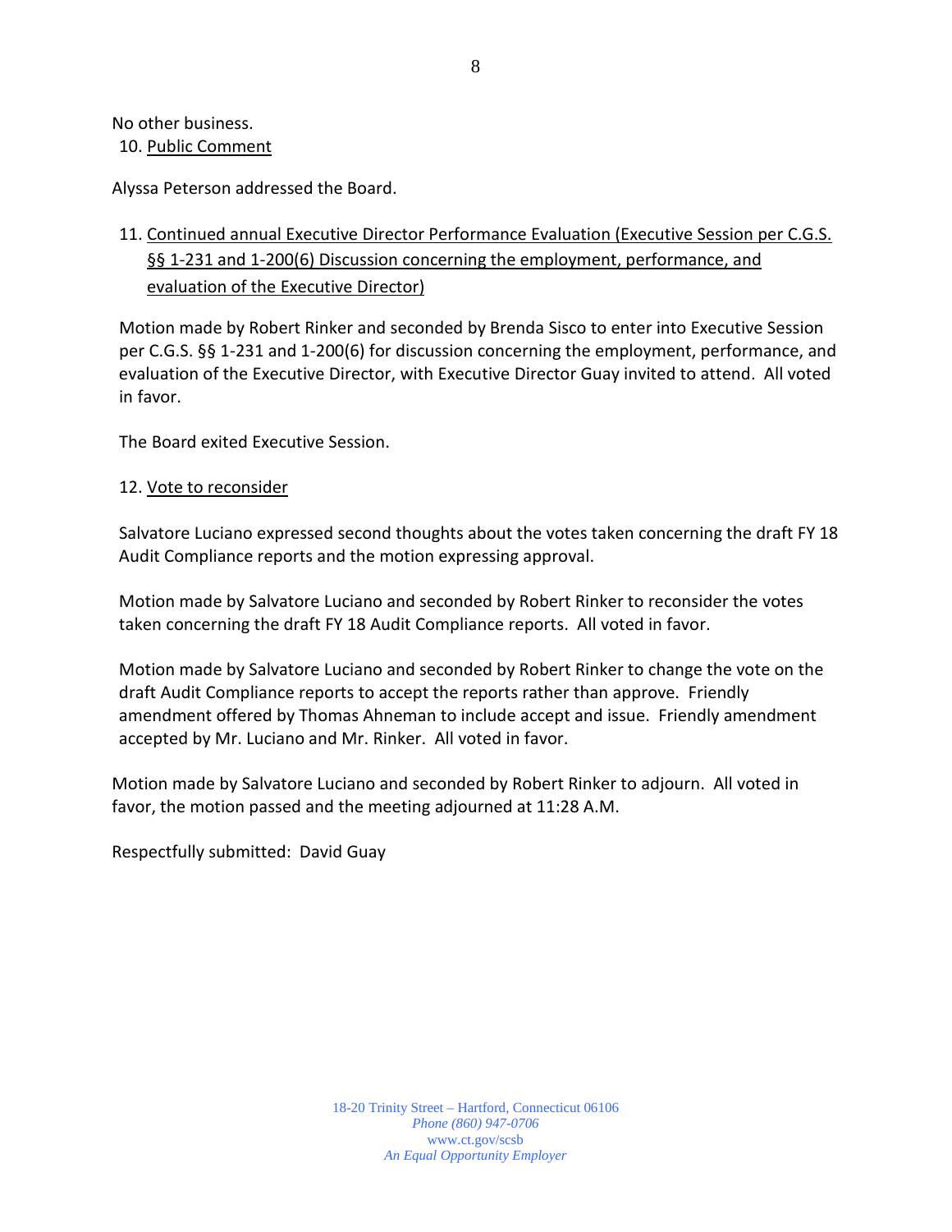No other business.

10. Public Comment

Alyssa Peterson addressed the Board.

11. Continued annual Executive Director Performance Evaluation (Executive Session per C.G.S. §§ 1-231 and 1-200(6) Discussion concerning the employment, performance, and evaluation of the Executive Director)

Motion made by Robert Rinker and seconded by Brenda Sisco to enter into Executive Session per C.G.S. §§ 1-231 and 1-200(6) for discussion concerning the employment, performance, and evaluation of the Executive Director, with Executive Director Guay invited to attend. All voted in favor.

The Board exited Executive Session.

12. Vote to reconsider

Salvatore Luciano expressed second thoughts about the votes taken concerning the draft FY 18 Audit Compliance reports and the motion expressing approval.

Motion made by Salvatore Luciano and seconded by Robert Rinker to reconsider the votes taken concerning the draft FY 18 Audit Compliance reports. All voted in favor.

Motion made by Salvatore Luciano and seconded by Robert Rinker to change the vote on the draft Audit Compliance reports to accept the reports rather than approve. Friendly amendment offered by Thomas Ahneman to include accept and issue. Friendly amendment accepted by Mr. Luciano and Mr. Rinker. All voted in favor.

Motion made by Salvatore Luciano and seconded by Robert Rinker to adjourn. All voted in favor, the motion passed and the meeting adjourned at 11:28 A.M.

Respectfully submitted: David Guay

18-20 Trinity Street – Hartford, Connecticut 06106
*Phone (860) 947-0706*
www.ct.gov/scsb
*An Equal Opportunity Employer*